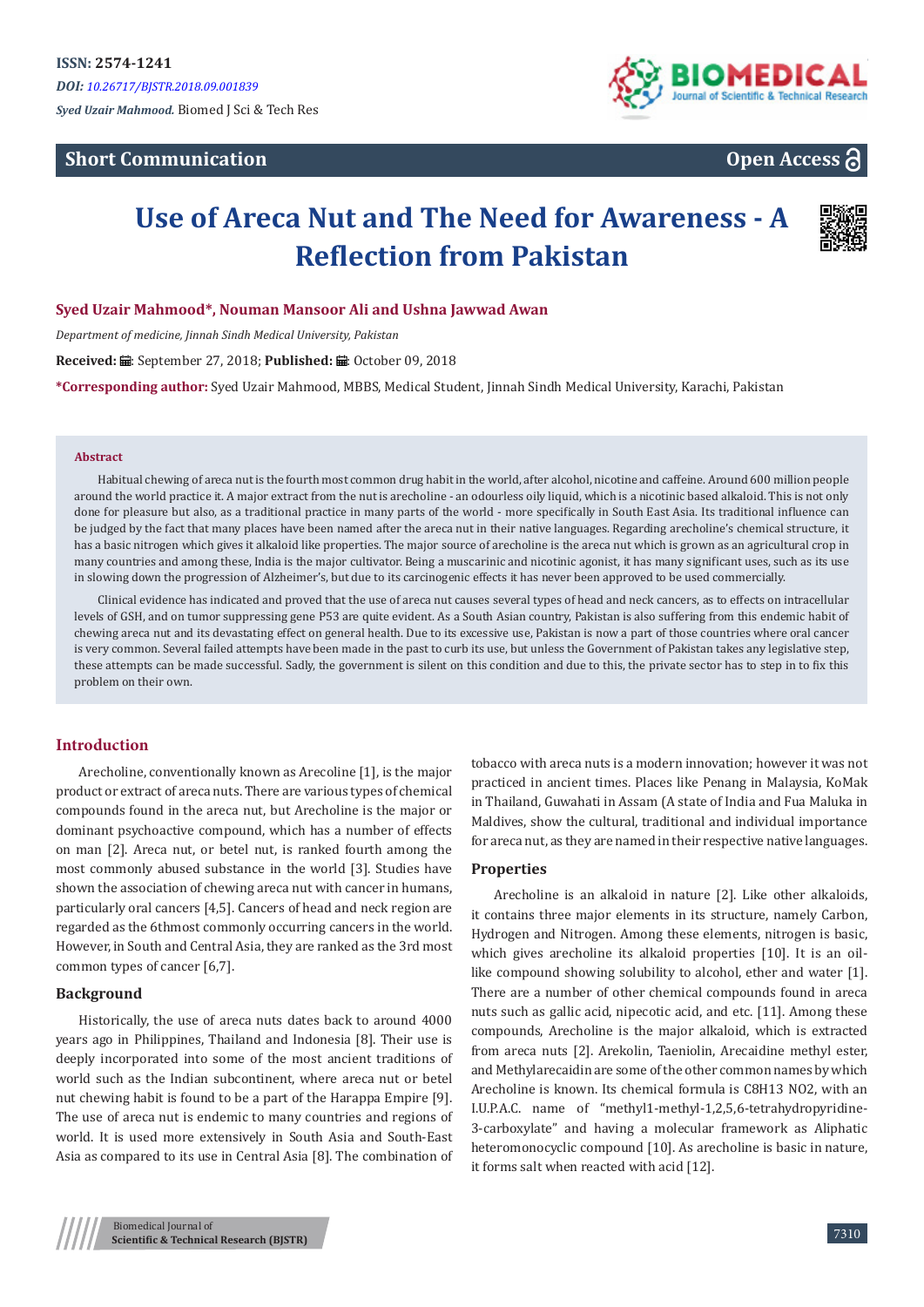ISSN: 2574-1241

*DOI: 10.26717/BJSTR.2018.09.001839*

*Syed Uzair Mahmood.* Biomed J Sci & Tech Res

**Short Communication** **Open Access**

# Use of Areca Nut and The Need for Awareness - A Reflection from Pakistan

**Syed Uzair Mahmood\*, Nouman Mansoor Ali and Ushna Jawwad Awan**

*Department of medicine, Jinnah Sindh Medical University, Pakistan*

**Received:** September 27, 2018; **Published:** October 09, 2018

**\*Corresponding author:** Syed Uzair Mahmood, MBBS, Medical Student, Jinnah Sindh Medical University, Karachi, Pakistan

## Abstract

Habitual chewing of areca nut is the fourth most common drug habit in the world, after alcohol, nicotine and caffeine. Around 600 million people around the world practice it. A major extract from the nut is arecholine - an odourless oily liquid, which is a nicotinic based alkaloid. This is not only done for pleasure but also, as a traditional practice in many parts of the world - more specifically in South East Asia. Its traditional influence can be judged by the fact that many places have been named after the areca nut in their native languages. Regarding arecholine's chemical structure, it has a basic nitrogen which gives it alkaloid like properties. The major source of arecholine is the areca nut which is grown as an agricultural crop in many countries and among these, India is the major cultivator. Being a muscarinic and nicotinic agonist, it has many significant uses, such as its use in slowing down the progression of Alzheimer's, but due to its carcinogenic effects it has never been approved to be used commercially.

Clinical evidence has indicated and proved that the use of areca nut causes several types of head and neck cancers, as to effects on intracellular levels of GSH, and on tumor suppressing gene P53 are quite evident. As a South Asian country, Pakistan is also suffering from this endemic habit of chewing areca nut and its devastating effect on general health. Due to its excessive use, Pakistan is now a part of those countries where oral cancer is very common. Several failed attempts have been made in the past to curb its use, but unless the Government of Pakistan takes any legislative step, these attempts can be made successful. Sadly, the government is silent on this condition and due to this, the private sector has to step in to fix this problem on their own.

## Introduction

Arecholine, conventionally known as Arecoline [1], is the major product or extract of areca nuts. There are various types of chemical compounds found in the areca nut, but Arecholine is the major or dominant psychoactive compound, which has a number of effects on man [2]. Areca nut, or betel nut, is ranked fourth among the most commonly abused substance in the world [3]. Studies have shown the association of chewing areca nut with cancer in humans, particularly oral cancers [4,5]. Cancers of head and neck region are regarded as the 6thmost commonly occurring cancers in the world. However, in South and Central Asia, they are ranked as the 3rd most common types of cancer [6,7].

### Background

Historically, the use of areca nuts dates back to around 4000 years ago in Philippines, Thailand and Indonesia [8]. Their use is deeply incorporated into some of the most ancient traditions of world such as the Indian subcontinent, where areca nut or betel nut chewing habit is found to be a part of the Harappa Empire [9]. The use of areca nut is endemic to many countries and regions of world. It is used more extensively in South Asia and South-East Asia as compared to its use in Central Asia [8]. The combination of tobacco with areca nuts is a modern innovation; however it was not practiced in ancient times. Places like Penang in Malaysia, KoMak in Thailand, Guwahati in Assam (A state of India and Fua Maluka in Maldives, show the cultural, traditional and individual importance for areca nut, as they are named in their respective native languages.

### Properties

Arecholine is an alkaloid in nature [2]. Like other alkaloids, it contains three major elements in its structure, namely Carbon, Hydrogen and Nitrogen. Among these elements, nitrogen is basic, which gives arecholine its alkaloid properties [10]. It is an oil-like compound showing solubility to alcohol, ether and water [1]. There are a number of other chemical compounds found in areca nuts such as gallic acid, nipecotic acid, and etc. [11]. Among these compounds, Arecholine is the major alkaloid, which is extracted from areca nuts [2]. Arekolin, Taeniolin, Arecaidine methyl ester, and Methylarecaidin are some of the other common names by which Arecholine is known. Its chemical formula is C8H13 NO2, with an I.U.P.A.C. name of "methyl1-methyl-1,2,5,6-tetrahydropyridine-3-carboxylate" and having a molecular framework as Aliphatic heteromonocyclic compound [10]. As arecholine is basic in nature, it forms salt when reacted with acid [12].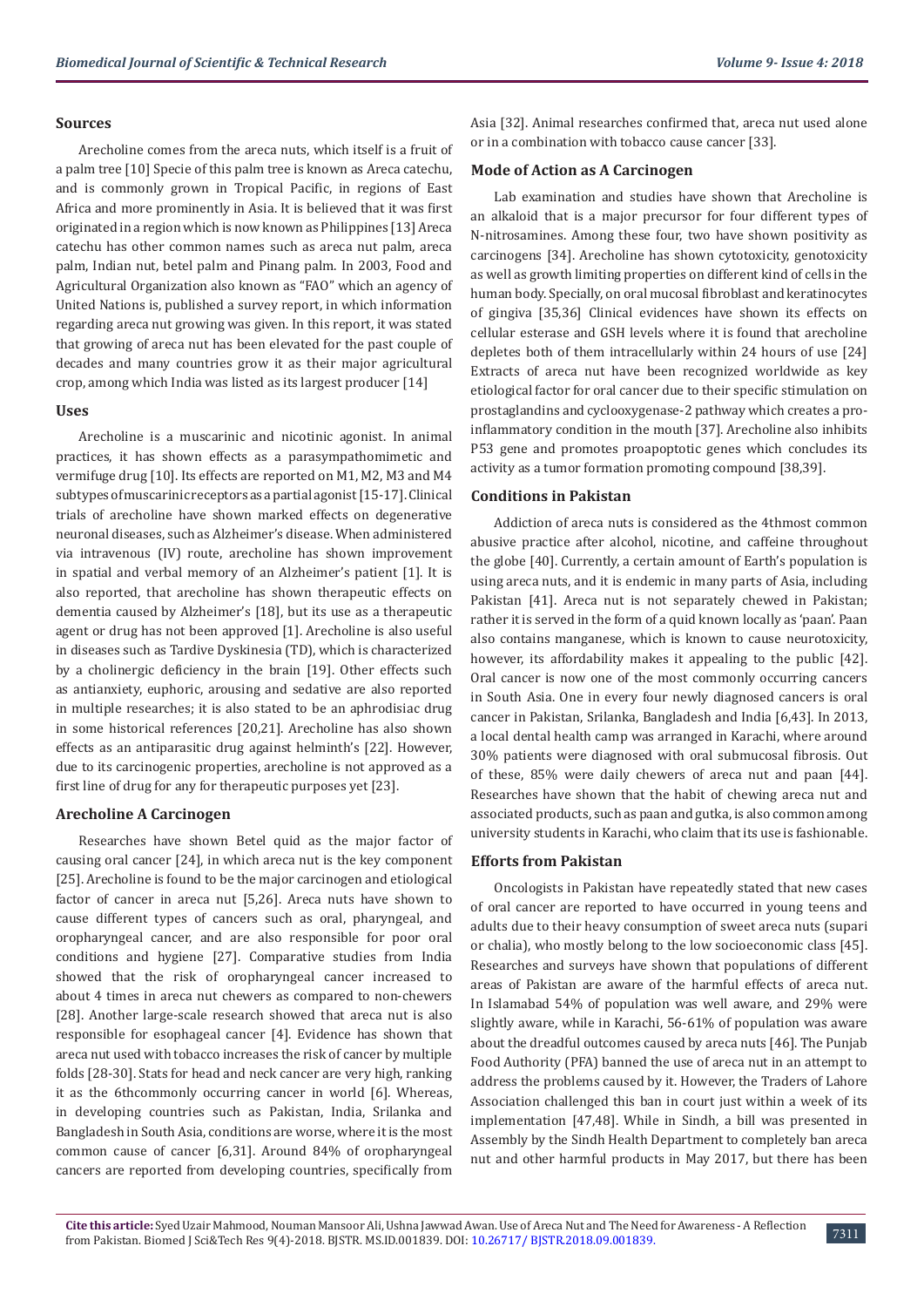### Sources

Arecholine comes from the areca nuts, which itself is a fruit of a palm tree [10] Specie of this palm tree is known as Areca catechu, and is commonly grown in Tropical Pacific, in regions of East Africa and more prominently in Asia. It is believed that it was first originated in a region which is now known as Philippines [13] Areca catechu has other common names such as areca nut palm, areca palm, Indian nut, betel palm and Pinang palm. In 2003, Food and Agricultural Organization also known as "FAO" which an agency of United Nations is, published a survey report, in which information regarding areca nut growing was given. In this report, it was stated that growing of areca nut has been elevated for the past couple of decades and many countries grow it as their major agricultural crop, among which India was listed as its largest producer [14]

### Uses

Arecholine is a muscarinic and nicotinic agonist. In animal practices, it has shown effects as a parasympathomimetic and vermifuge drug [10]. Its effects are reported on M1, M2, M3 and M4 subtypes of muscarinic receptors as a partial agonist [15-17]. Clinical trials of arecholine have shown marked effects on degenerative neuronal diseases, such as Alzheimer's disease. When administered via intravenous (IV) route, arecholine has shown improvement in spatial and verbal memory of an Alzheimer's patient [1]. It is also reported, that arecholine has shown therapeutic effects on dementia caused by Alzheimer's [18], but its use as a therapeutic agent or drug has not been approved [1]. Arecholine is also useful in diseases such as Tardive Dyskinesia (TD), which is characterized by a cholinergic deficiency in the brain [19]. Other effects such as antianxiety, euphoric, arousing and sedative are also reported in multiple researches; it is also stated to be an aphrodisiac drug in some historical references [20,21]. Arecholine has also shown effects as an antiparasitic drug against helminth's [22]. However, due to its carcinogenic properties, arecholine is not approved as a first line of drug for any for therapeutic purposes yet [23].

### Arecholine A Carcinogen

Researches have shown Betel quid as the major factor of causing oral cancer [24], in which areca nut is the key component [25]. Arecholine is found to be the major carcinogen and etiological factor of cancer in areca nut [5,26]. Areca nuts have shown to cause different types of cancers such as oral, pharyngeal, and oropharyngeal cancer, and are also responsible for poor oral conditions and hygiene [27]. Comparative studies from India showed that the risk of oropharyngeal cancer increased to about 4 times in areca nut chewers as compared to non-chewers [28]. Another large-scale research showed that areca nut is also responsible for esophageal cancer [4]. Evidence has shown that areca nut used with tobacco increases the risk of cancer by multiple folds [28-30]. Stats for head and neck cancer are very high, ranking it as the 6thcommonly occurring cancer in world [6]. Whereas, in developing countries such as Pakistan, India, Srilanka and Bangladesh in South Asia, conditions are worse, where it is the most common cause of cancer [6,31]. Around 84% of oropharyngeal cancers are reported from developing countries, specifically from Asia [32]. Animal researches confirmed that, areca nut used alone or in a combination with tobacco cause cancer [33].

### Mode of Action as A Carcinogen

Lab examination and studies have shown that Arecholine is an alkaloid that is a major precursor for four different types of N-nitrosamines. Among these four, two have shown positivity as carcinogens [34]. Arecholine has shown cytotoxicity, genotoxicity as well as growth limiting properties on different kind of cells in the human body. Specially, on oral mucosal fibroblast and keratinocytes of gingiva [35,36] Clinical evidences have shown its effects on cellular esterase and GSH levels where it is found that arecholine depletes both of them intracellularly within 24 hours of use [24] Extracts of areca nut have been recognized worldwide as key etiological factor for oral cancer due to their specific stimulation on prostaglandins and cyclooxygenase-2 pathway which creates a pro-inflammatory condition in the mouth [37]. Arecholine also inhibits P53 gene and promotes proapoptotic genes which concludes its activity as a tumor formation promoting compound [38,39].

### Conditions in Pakistan

Addiction of areca nuts is considered as the 4thmost common abusive practice after alcohol, nicotine, and caffeine throughout the globe [40]. Currently, a certain amount of Earth's population is using areca nuts, and it is endemic in many parts of Asia, including Pakistan [41]. Areca nut is not separately chewed in Pakistan; rather it is served in the form of a quid known locally as 'paan'. Paan also contains manganese, which is known to cause neurotoxicity, however, its affordability makes it appealing to the public [42]. Oral cancer is now one of the most commonly occurring cancers in South Asia. One in every four newly diagnosed cancers is oral cancer in Pakistan, Srilanka, Bangladesh and India [6,43]. In 2013, a local dental health camp was arranged in Karachi, where around 30% patients were diagnosed with oral submucosal fibrosis. Out of these, 85% were daily chewers of areca nut and paan [44]. Researches have shown that the habit of chewing areca nut and associated products, such as paan and gutka, is also common among university students in Karachi, who claim that its use is fashionable.

### Efforts from Pakistan

Oncologists in Pakistan have repeatedly stated that new cases of oral cancer are reported to have occurred in young teens and adults due to their heavy consumption of sweet areca nuts (supari or chalia), who mostly belong to the low socioeconomic class [45]. Researches and surveys have shown that populations of different areas of Pakistan are aware of the harmful effects of areca nut. In Islamabad 54% of population was well aware, and 29% were slightly aware, while in Karachi, 56-61% of population was aware about the dreadful outcomes caused by areca nuts [46]. The Punjab Food Authority (PFA) banned the use of areca nut in an attempt to address the problems caused by it. However, the Traders of Lahore Association challenged this ban in court just within a week of its implementation [47,48]. While in Sindh, a bill was presented in Assembly by the Sindh Health Department to completely ban areca nut and other harmful products in May 2017, but there has been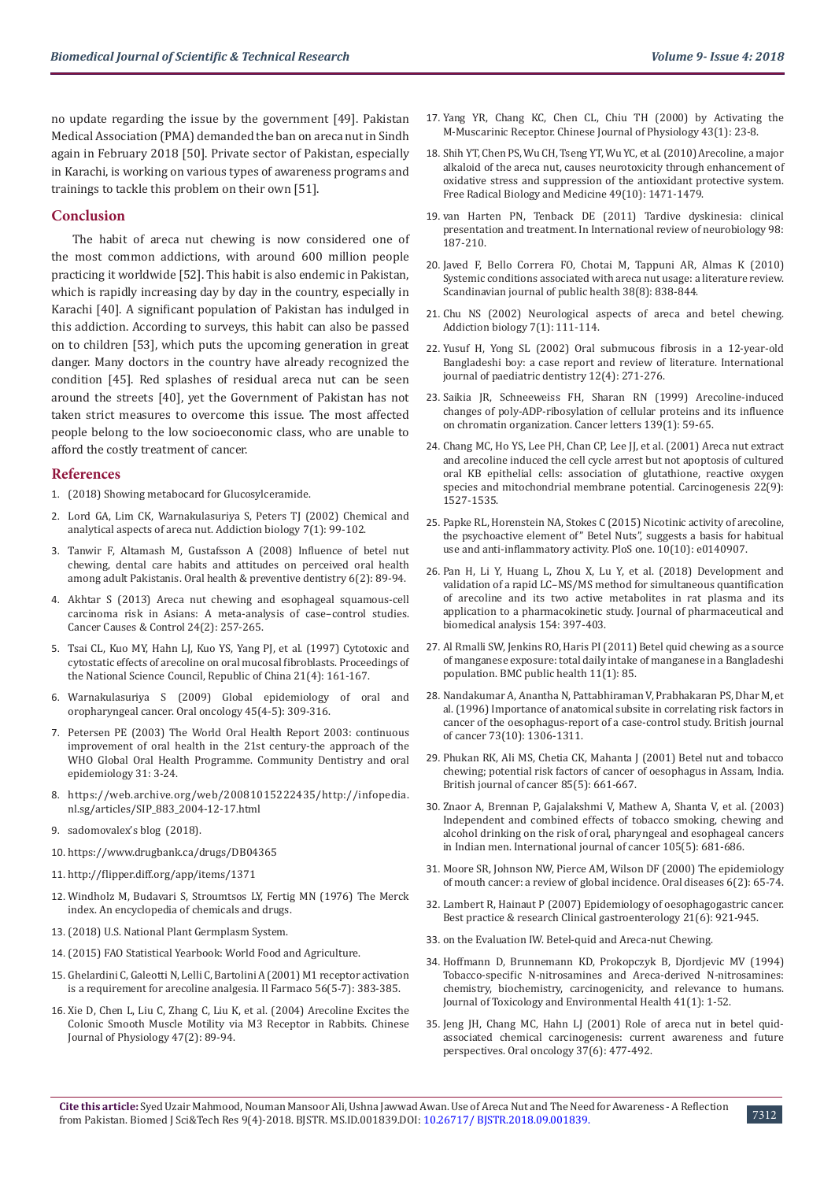no update regarding the issue by the government [49]. Pakistan Medical Association (PMA) demanded the ban on areca nut in Sindh again in February 2018 [50]. Private sector of Pakistan, especially in Karachi, is working on various types of awareness programs and trainings to tackle this problem on their own [51].

## Conclusion

The habit of areca nut chewing is now considered one of the most common addictions, with around 600 million people practicing it worldwide [52]. This habit is also endemic in Pakistan, which is rapidly increasing day by day in the country, especially in Karachi [40]. A significant population of Pakistan has indulged in this addiction. According to surveys, this habit can also be passed on to children [53], which puts the upcoming generation in great danger. Many doctors in the country have already recognized the condition [45]. Red splashes of residual areca nut can be seen around the streets [40], yet the Government of Pakistan has not taken strict measures to overcome this issue. The most affected people belong to the low socioeconomic class, who are unable to afford the costly treatment of cancer.

## References

1. (2018) Showing metabocard for Glucosylceramide.
2. Lord GA, Lim CK, Warnakulasuriya S, Peters TJ (2002) Chemical and analytical aspects of areca nut. Addiction biology 7(1): 99-102.
3. Tanwir F, Altamash M, Gustafsson A (2008) Influence of betel nut chewing, dental care habits and attitudes on perceived oral health among adult Pakistanis. Oral health & preventive dentistry 6(2): 89-94.
4. Akhtar S (2013) Areca nut chewing and esophageal squamous-cell carcinoma risk in Asians: A meta-analysis of case–control studies. Cancer Causes & Control 24(2): 257-265.
5. Tsai CL, Kuo MY, Hahn LJ, Kuo YS, Yang PJ, et al. (1997) Cytotoxic and cytostatic effects of arecoline on oral mucosal fibroblasts. Proceedings of the National Science Council, Republic of China 21(4): 161-167.
6. Warnakulasuriya S (2009) Global epidemiology of oral and oropharyngeal cancer. Oral oncology 45(4-5): 309-316.
7. Petersen PE (2003) The World Oral Health Report 2003: continuous improvement of oral health in the 21st century-the approach of the WHO Global Oral Health Programme. Community Dentistry and oral epidemiology 31: 3-24.
8. https://web.archive.org/web/20081015222435/http://infopedia.nl.sg/articles/SIP_883_2004-12-17.html
9. sadomovalex's blog (2018).
10. https://www.drugbank.ca/drugs/DB04365
11. http://flipper.diff.org/app/items/1371
12. Windholz M, Budavari S, Stroumtsos LY, Fertig MN (1976) The Merck index. An encyclopedia of chemicals and drugs.
13. (2018) U.S. National Plant Germplasm System.
14. (2015) FAO Statistical Yearbook: World Food and Agriculture.
15. Ghelardini C, Galeotti N, Lelli C, Bartolini A (2001) M1 receptor activation is a requirement for arecoline analgesia. Il Farmaco 56(5-7): 383-385.
16. Xie D, Chen L, Liu C, Zhang C, Liu K, et al. (2004) Arecoline Excites the Colonic Smooth Muscle Motility via M3 Receptor in Rabbits. Chinese Journal of Physiology 47(2): 89-94.
17. Yang YR, Chang KC, Chen CL, Chiu TH (2000) by Activating the M-Muscarinic Receptor. Chinese Journal of Physiology 43(1): 23-8.
18. Shih YT, Chen PS, Wu CH, Tseng YT, Wu YC, et al. (2010) Arecoline, a major alkaloid of the areca nut, causes neurotoxicity through enhancement of oxidative stress and suppression of the antioxidant protective system. Free Radical Biology and Medicine 49(10): 1471-1479.
19. van Harten PN, Tenback DE (2011) Tardive dyskinesia: clinical presentation and treatment. In International review of neurobiology 98: 187-210.
20. Javed F, Bello Correra FO, Chotai M, Tappuni AR, Almas K (2010) Systemic conditions associated with areca nut usage: a literature review. Scandinavian journal of public health 38(8): 838-844.
21. Chu NS (2002) Neurological aspects of areca and betel chewing. Addiction biology 7(1): 111-114.
22. Yusuf H, Yong SL (2002) Oral submucous fibrosis in a 12-year-old Bangladeshi boy: a case report and review of literature. International journal of paediatric dentistry 12(4): 271-276.
23. Saikia JR, Schneeweiss FH, Sharan RN (1999) Arecoline-induced changes of poly-ADP-ribosylation of cellular proteins and its influence on chromatin organization. Cancer letters 139(1): 59-65.
24. Chang MC, Ho YS, Lee PH, Chan CP, Lee JJ, et al. (2001) Areca nut extract and arecoline induced the cell cycle arrest but not apoptosis of cultured oral KB epithelial cells: association of glutathione, reactive oxygen species and mitochondrial membrane potential. Carcinogenesis 22(9): 1527-1535.
25. Papke RL, Horenstein NA, Stokes C (2015) Nicotinic activity of arecoline, the psychoactive element of" Betel Nuts", suggests a basis for habitual use and anti-inflammatory activity. PloS one. 10(10): e0140907.
26. Pan H, Li Y, Huang L, Zhou X, Lu Y, et al. (2018) Development and validation of a rapid LC–MS/MS method for simultaneous quantification of arecoline and its two active metabolites in rat plasma and its application to a pharmacokinetic study. Journal of pharmaceutical and biomedical analysis 154: 397-403.
27. Al Rmalli SW, Jenkins RO, Haris PI (2011) Betel quid chewing as a source of manganese exposure: total daily intake of manganese in a Bangladeshi population. BMC public health 11(1): 85.
28. Nandakumar A, Anantha N, Pattabhiraman V, Prabhakaran PS, Dhar M, et al. (1996) Importance of anatomical subsite in correlating risk factors in cancer of the oesophagus-report of a case-control study. British journal of cancer 73(10): 1306-1311.
29. Phukan RK, Ali MS, Chetia CK, Mahanta J (2001) Betel nut and tobacco chewing; potential risk factors of cancer of oesophagus in Assam, India. British journal of cancer 85(5): 661-667.
30. Znaor A, Brennan P, Gajalakshmi V, Mathew A, Shanta V, et al. (2003) Independent and combined effects of tobacco smoking, chewing and alcohol drinking on the risk of oral, pharyngeal and esophageal cancers in Indian men. International journal of cancer 105(5): 681-686.
31. Moore SR, Johnson NW, Pierce AM, Wilson DF (2000) The epidemiology of mouth cancer: a review of global incidence. Oral diseases 6(2): 65-74.
32. Lambert R, Hainaut P (2007) Epidemiology of oesophagogastric cancer. Best practice & research Clinical gastroenterology 21(6): 921-945.
33. on the Evaluation IW. Betel-quid and Areca-nut Chewing.
34. Hoffmann D, Brunnemann KD, Prokopczyk B, Djordjevic MV (1994) Tobacco-specific N-nitrosamines and Areca-derived N-nitrosamines: chemistry, biochemistry, carcinogenicity, and relevance to humans. Journal of Toxicology and Environmental Health 41(1): 1-52.
35. Jeng JH, Chang MC, Hahn LJ (2001) Role of areca nut in betel quid-associated chemical carcinogenesis: current awareness and future perspectives. Oral oncology 37(6): 477-492.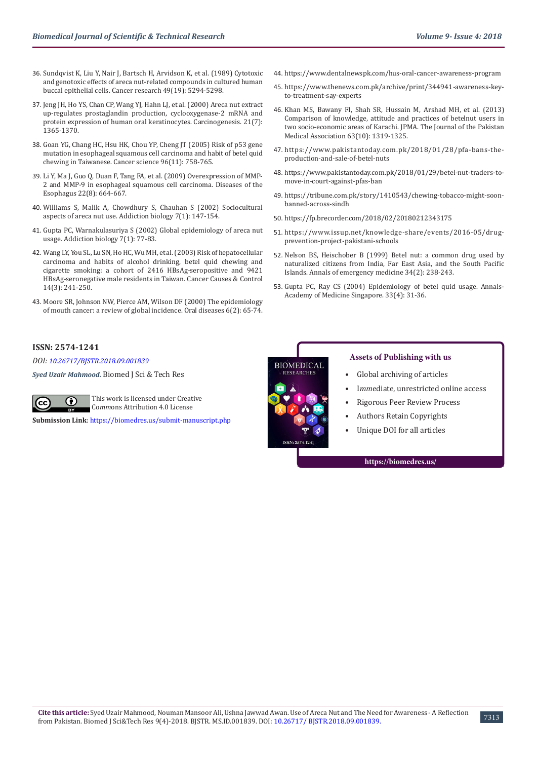36. Sundqvist K, Liu Y, Nair J, Bartsch H, Arvidson K, et al. (1989) Cytotoxic and genotoxic effects of areca nut-related compounds in cultured human buccal epithelial cells. Cancer research 49(19): 5294-5298.
37. Jeng JH, Ho YS, Chan CP, Wang YJ, Hahn LJ, et al. (2000) Areca nut extract up-regulates prostaglandin production, cyclooxygenase-2 mRNA and protein expression of human oral keratinocytes. Carcinogenesis. 21(7): 1365-1370.
38. Goan YG, Chang HC, Hsu HK, Chou YP, Cheng JT (2005) Risk of p53 gene mutation in esophageal squamous cell carcinoma and habit of betel quid chewing in Taiwanese. Cancer science 96(11): 758-765.
39. Li Y, Ma J, Guo Q, Duan F, Tang FA, et al. (2009) Overexpression of MMP-2 and MMP-9 in esophageal squamous cell carcinoma. Diseases of the Esophagus 22(8): 664-667.
40. Williams S, Malik A, Chowdhury S, Chauhan S (2002) Sociocultural aspects of areca nut use. Addiction biology 7(1): 147-154.
41. Gupta PC, Warnakulasuriya S (2002) Global epidemiology of areca nut usage. Addiction biology 7(1): 77-83.
42. Wang LY, You SL, Lu SN, Ho HC, Wu MH, et al. (2003) Risk of hepatocellular carcinoma and habits of alcohol drinking, betel quid chewing and cigarette smoking: a cohort of 2416 HBsAg-seropositive and 9421 HBsAg-seronegative male residents in Taiwan. Cancer Causes & Control 14(3): 241-250.
43. Moore SR, Johnson NW, Pierce AM, Wilson DF (2000) The epidemiology of mouth cancer: a review of global incidence. Oral diseases 6(2): 65-74.
44. https://www.dentalnewspk.com/hus-oral-cancer-awareness-program
45. https://www.thenews.com.pk/archive/print/344941-awareness-key-to-treatment-say-experts
46. Khan MS, Bawany FI, Shah SR, Hussain M, Arshad MH, et al. (2013) Comparison of knowledge, attitude and practices of betelnut users in two socio-economic areas of Karachi. JPMA. The Journal of the Pakistan Medical Association 63(10): 1319-1325.
47. https://www.pakistantoday.com.pk/2018/01/28/pfa-bans-the-production-and-sale-of-betel-nuts
48. https://www.pakistantoday.com.pk/2018/01/29/betel-nut-traders-to-move-in-court-against-pfas-ban
49. https://tribune.com.pk/story/1410543/chewing-tobacco-might-soon-banned-across-sindh
50. https://fp.brecorder.com/2018/02/20180212343175
51. https://www.issup.net/knowledge-share/events/2016-05/drug-prevention-project-pakistani-schools
52. Nelson BS, Heischober B (1999) Betel nut: a common drug used by naturalized citizens from India, Far East Asia, and the South Pacific Islands. Annals of emergency medicine 34(2): 238-243.
53. Gupta PC, Ray CS (2004) Epidemiology of betel quid usage. Annals-Academy of Medicine Singapore. 33(4): 31-36.

**ISSN: 2574-1241**

*DOI: 10.26717/BJSTR.2018.09.001839*

***Syed Uzair Mahmood.*** Biomed J Sci & Tech Res

This work is licensed under Creative Commons Attribution 4.0 License

**Submission Link**: https://biomedres.us/submit-manuscript.php

**Assets of Publishing with us**

- Global archiving of articles
- Immediate, unrestricted online access
- Rigorous Peer Review Process
- Authors Retain Copyrights
- Unique DOI for all articles

https://biomedres.us/

**Cite this article:** Syed Uzair Mahmood, Nouman Mansoor Ali, Ushna Jawwad Awan. Use of Areca Nut and The Need for Awareness - A Reflection from Pakistan. Biomed J Sci&Tech Res 9(4)-2018. BJSTR. MS.ID.001839. DOI: 10.26717/ BJSTR.2018.09.001839.